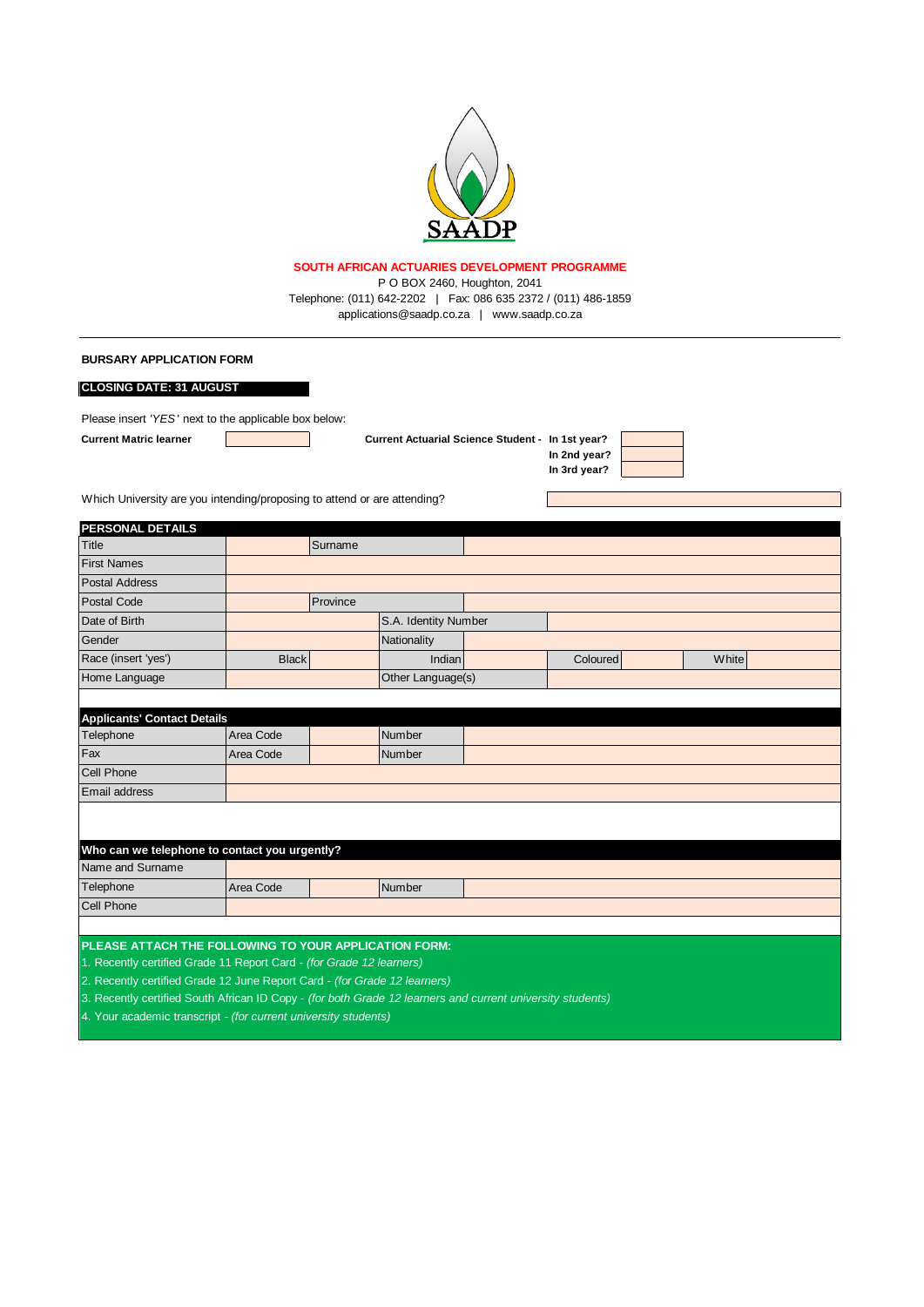**SOUTH AFRICAN ACTUARIES DEVELOPMENT PROGRAMME**

P O BOX 2460, Houghton, 2041

Telephone: (011) 642-2202 | Fax: 086 635 2372 / (011) 486-1859

applications@saadp.co.za | www.saadp.co.za

---

**BURSARY APPLICATION FORM**

**CLOSING DATE: 31 AUGUST**

Please insert *'YES'* next to the applicable box below:

| **Current Matric learner** | | **Current Actuarial Science Student -** | |
|---|---|---|---|
| | | **In 1st year?** | |
| | | **In 2nd year?** | |
| | | **In 3rd year?** | |

Which University are you intending/proposing to attend or are attending?

| **PERSONAL DETAILS** | | | | | | | |
|---|---|---|---|---|---|---|---|
| Title | | Surname | | | | | |
| First Names | | | | | | | |
| Postal Address | | | | | | | |
| Postal Code | | Province | | | | | |
| Date of Birth | | S.A. Identity Number | | | | | |
| Gender | | Nationality | | | | | |
| Race (insert 'yes') | Black | | Indian | | Coloured | | White |
| Home Language | | Other Language(s) | | | | | |

| **Applicants' Contact Details** | | | | |
|---|---|---|---|---|
| Telephone | Area Code | | Number | |
| Fax | Area Code | | Number | |
| Cell Phone | | | | |
| Email address | | | | |

| **Who can we telephone to contact you urgently?** | | | | |
|---|---|---|---|---|
| Name and Surname | | | | |
| Telephone | Area Code | | Number | |
| Cell Phone | | | | |

**PLEASE ATTACH THE FOLLOWING TO YOUR APPLICATION FORM:**

1. Recently certified Grade 11 Report Card - *(for Grade 12 learners)*
2. Recently certified Grade 12 June Report Card - *(for Grade 12 learners)*
3. Recently certified South African ID Copy - *(for both Grade 12 learners and current university students)*
4. Your academic transcript - *(for current university students)*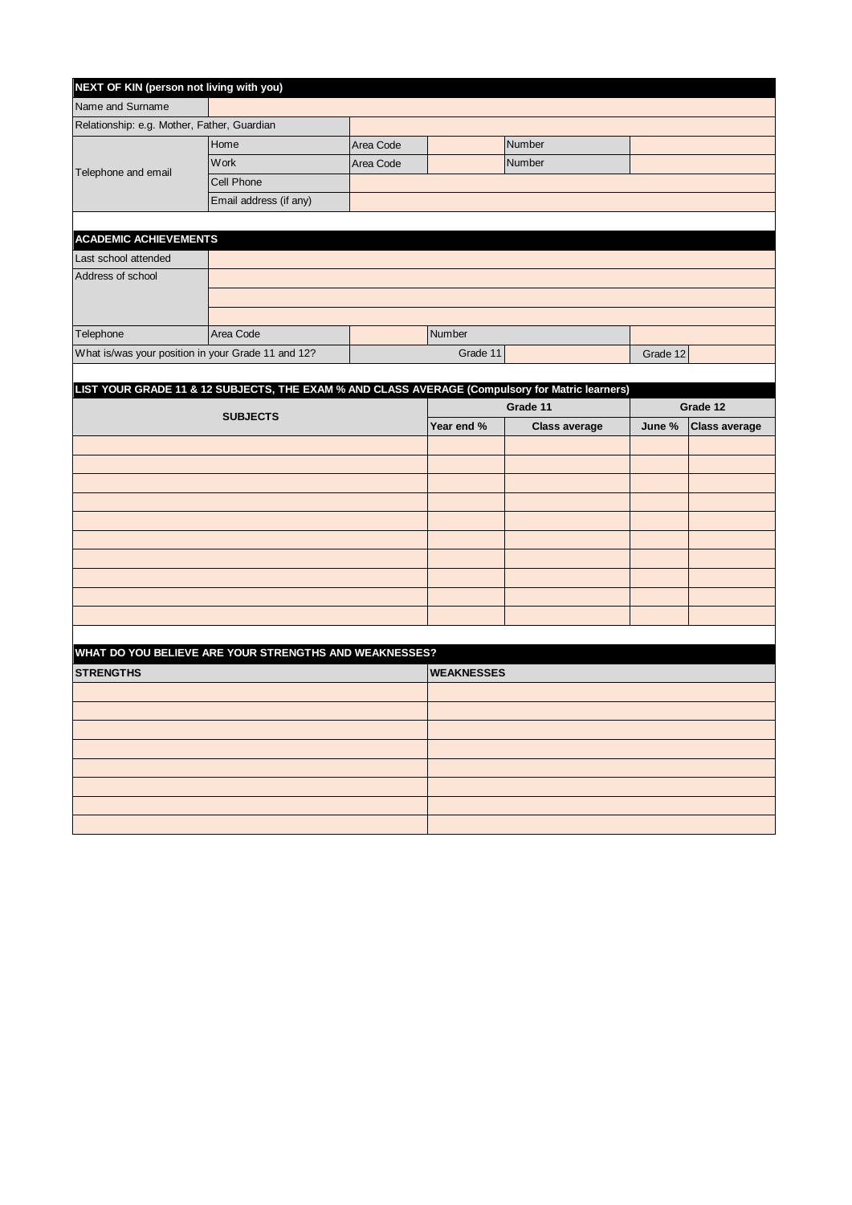## NEXT OF KIN (person not living with you)

| | | | | | |
|---|---|---|---|---|---|
| Name and Surname | | | | | |
| Relationship: e.g. Mother, Father, Guardian | | | | | |
| Telephone and email | Home | Area Code | | Number | |
| | Work | Area Code | | Number | |
| | Cell Phone | | | | |
| | Email address (if any) | | | | |

## ACADEMIC ACHIEVEMENTS

| | | | | | | |
|---|---|---|---|---|---|---|
| Last school attended | | | | | | |
| Address of school | | | | | | |
| | | | | | | |
| | | | | | | |
| Telephone | Area Code | | Number | | | |
| What is/was your position in your Grade 11 and 12? | | Grade 11 | | Grade 12 | | |

## LIST YOUR GRADE 11 & 12 SUBJECTS, THE EXAM % AND CLASS AVERAGE (Compulsory for Matric learners)

| SUBJECTS | Grade 11 | | Grade 12 | |
|---|---|---|---|---|
| | Year end % | Class average | June % | Class average |
| | | | | |
| | | | | |
| | | | | |
| | | | | |
| | | | | |
| | | | | |
| | | | | |
| | | | | |
| | | | | |
| | | | | |

## WHAT DO YOU BELIEVE ARE YOUR STRENGTHS AND WEAKNESSES?

| STRENGTHS | WEAKNESSES |
|---|---|
| | |
| | |
| | |
| | |
| | |
| | |
| | |
| | |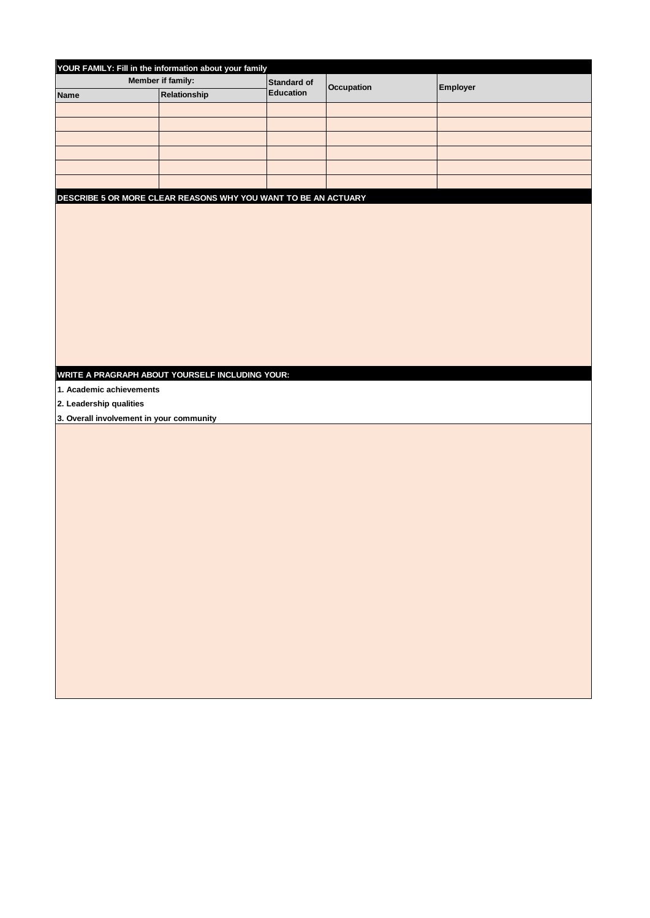## YOUR FAMILY: Fill in the information about your family

| Member if family: | | Standard of Education | Occupation | Employer |
|---|---|---|---|---|
| Name | Relationship | | | |
| | | | | |
| | | | | |
| | | | | |
| | | | | |
| | | | | |
| | | | | |

## DESCRIBE 5 OR MORE CLEAR REASONS WHY YOU WANT TO BE AN ACTUARY

## WRITE A PRAGRAPH ABOUT YOURSELF INCLUDING YOUR:

**1. Academic achievements**

**2. Leadership qualities**

**3. Overall involvement in your community**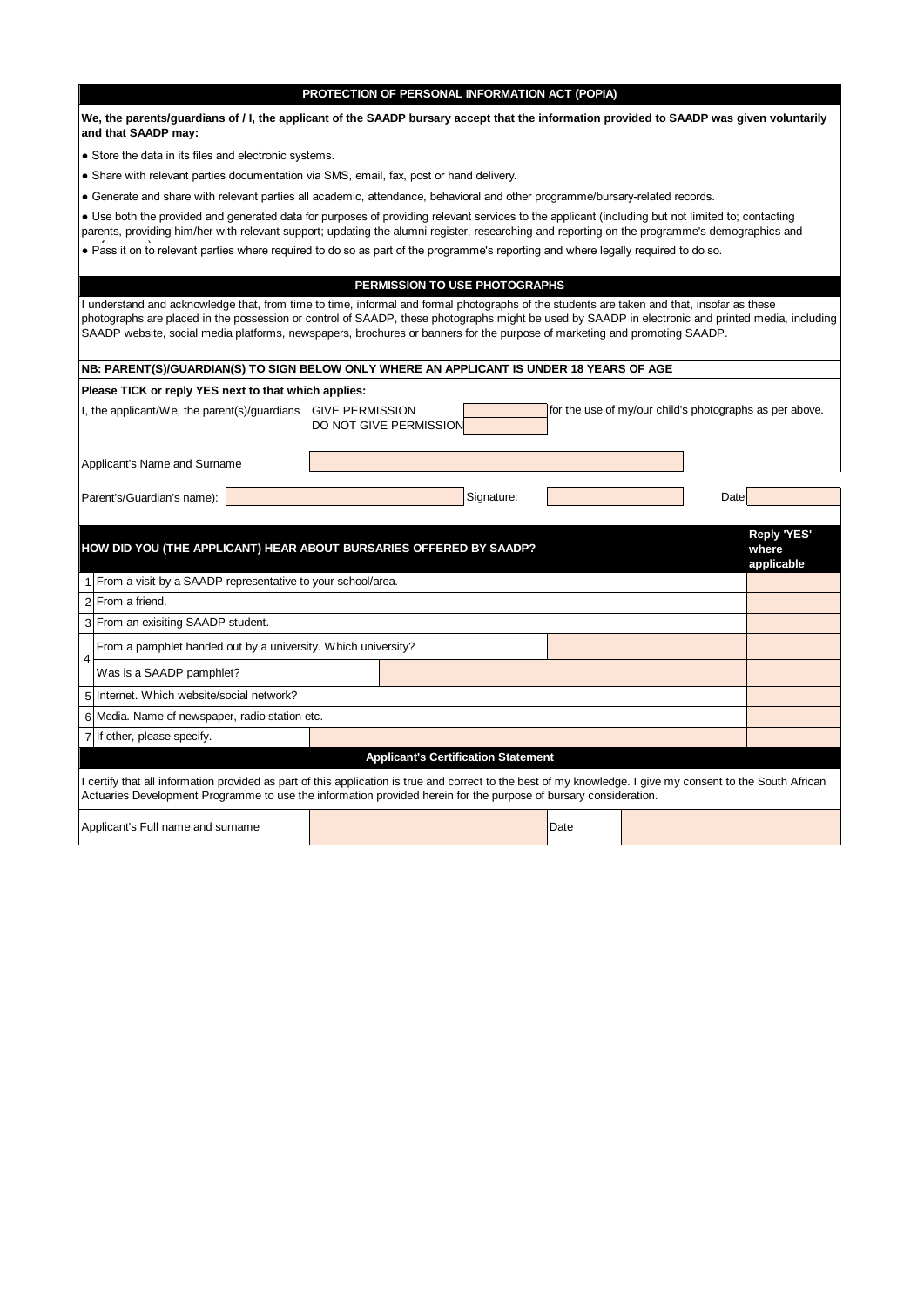## PROTECTION OF PERSONAL INFORMATION ACT (POPIA)

**We, the parents/guardians of / I, the applicant of the SAADP bursary accept that the information provided to SAADP was given voluntarily and that SAADP may:**

- Store the data in its files and electronic systems.
- Share with relevant parties documentation via SMS, email, fax, post or hand delivery.
- Generate and share with relevant parties all academic, attendance, behavioral and other programme/bursary-related records.
- Use both the provided and generated data for purposes of providing relevant services to the applicant (including but not limited to; contacting parents, providing him/her with relevant support; updating the alumni register, researching and reporting on the programme's demographics and
- Pass it on to relevant parties where required to do so as part of the programme's reporting and where legally required to do so.

## PERMISSION TO USE PHOTOGRAPHS

I understand and acknowledge that, from time to time, informal and formal photographs of the students are taken and that, insofar as these photographs are placed in the possession or control of SAADP, these photographs might be used by SAADP in electronic and printed media, including SAADP website, social media platforms, newspapers, brochures or banners for the purpose of marketing and promoting SAADP.

**NB: PARENT(S)/GUARDIAN(S) TO SIGN BELOW ONLY WHERE AN APPLICANT IS UNDER 18 YEARS OF AGE**

**Please TICK or reply YES next to that which applies:**

| | | | |
|---|---|---|---|
| I, the applicant/We, the parent(s)/guardians | GIVE PERMISSION | | for the use of my/our child's photographs as per above. |
| | DO NOT GIVE PERMISSION | | |

Applicant's Name and Surname: ____________________

Parent's/Guardian's name): ____________________ Signature: ____________________ Date: ____________________

| | HOW DID YOU (THE APPLICANT) HEAR ABOUT BURSARIES OFFERED BY SAADP? | | Reply 'YES' where applicable |
|---|---|---|---|
| 1 | From a visit by a SAADP representative to your school/area. | | |
| 2 | From a friend. | | |
| 3 | From an exisiting SAADP student. | | |
| 4 | From a pamphlet handed out by a university. Which university? | | |
| | Was is a SAADP pamphlet? | | |
| 5 | Internet. Which website/social network? | | |
| 6 | Media. Name of newspaper, radio station etc. | | |
| 7 | If other, please specify. | | |

## Applicant's Certification Statement

I certify that all information provided as part of this application is true and correct to the best of my knowledge. I give my consent to the South African Actuaries Development Programme to use the information provided herein for the purpose of bursary consideration.

| | | | |
|---|---|---|---|
| Applicant's Full name and surname | | Date | |